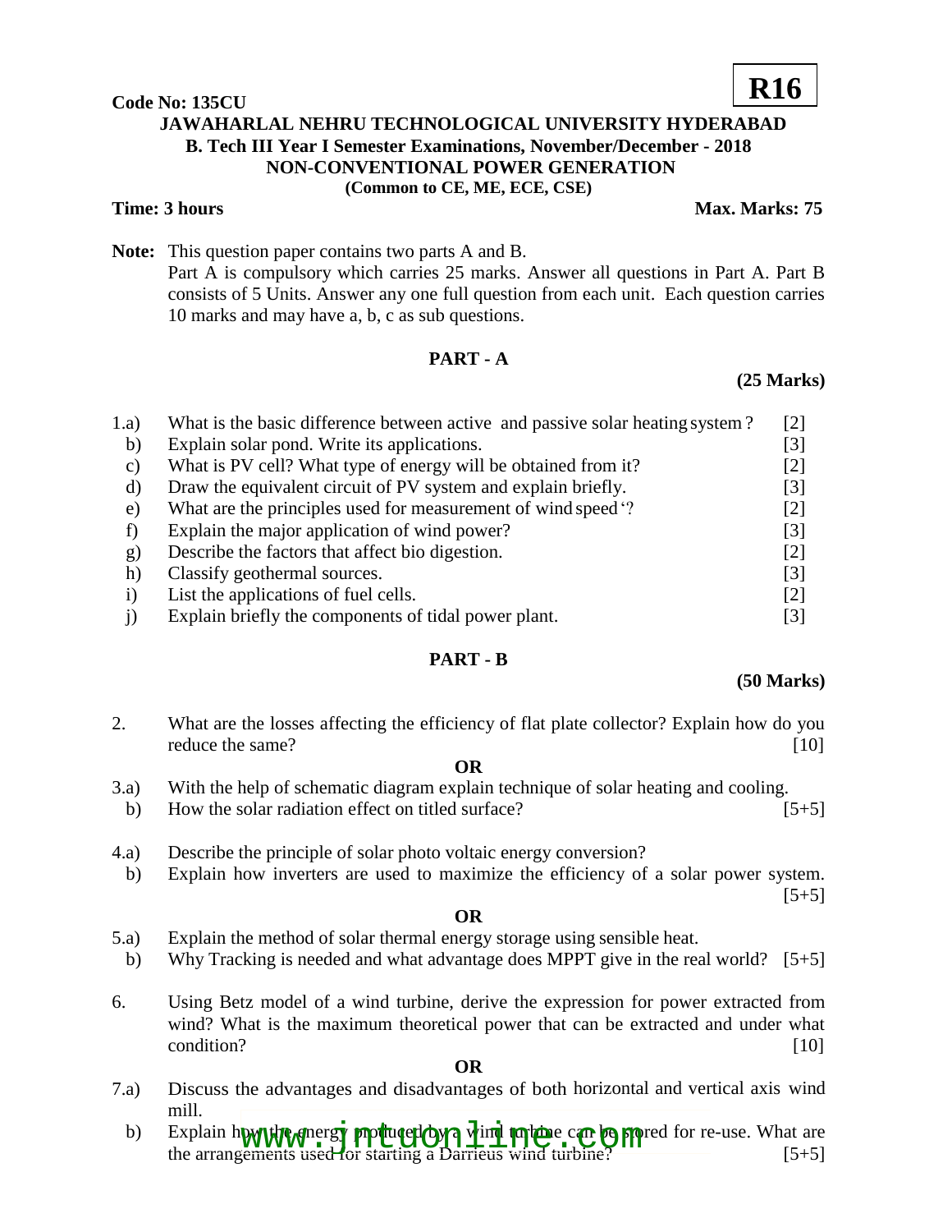**Code No: 135CU** **R16**

# JAWAHARLAL NEHRU TECHNOLOGICAL UNIVERSITY HYDERABAD

## B. Tech III Year I Semester Examinations, November/December - 2018

## NON-CONVENTIONAL POWER GENERATION

**(Common to CE, ME, ECE, CSE)**

**Time: 3 hours** **Max. Marks: 75**

**Note:** This question paper contains two parts A and B.
Part A is compulsory which carries 25 marks. Answer all questions in Part A. Part B consists of 5 Units. Answer any one full question from each unit. Each question carries 10 marks and may have a, b, c as sub questions.

## PART - A

**(25 Marks)**

1.a) What is the basic difference between active and passive solar heating system? [2]
b) Explain solar pond. Write its applications. [3]
c) What is PV cell? What type of energy will be obtained from it? [2]
d) Draw the equivalent circuit of PV system and explain briefly. [3]
e) What are the principles used for measurement of wind speed '? [2]
f) Explain the major application of wind power? [3]
g) Describe the factors that affect bio digestion. [2]
h) Classify geothermal sources. [3]
i) List the applications of fuel cells. [2]
j) Explain briefly the components of tidal power plant. [3]

## PART - B

**(50 Marks)**

2. What are the losses affecting the efficiency of flat plate collector? Explain how do you reduce the same? [10]

**OR**

3.a) With the help of schematic diagram explain technique of solar heating and cooling.
b) How the solar radiation effect on titled surface? [5+5]

4.a) Describe the principle of solar photo voltaic energy conversion?
b) Explain how inverters are used to maximize the efficiency of a solar power system. [5+5]

**OR**

5.a) Explain the method of solar thermal energy storage using sensible heat.
b) Why Tracking is needed and what advantage does MPPT give in the real world? [5+5]

6. Using Betz model of a wind turbine, derive the expression for power extracted from wind? What is the maximum theoretical power that can be extracted and under what condition? [10]

**OR**

7.a) Discuss the advantages and disadvantages of both horizontal and vertical axis wind mill.
b) Explain how the energy produced by a wind turbine can be stored for re-use. What are the arrangements used for starting a Darrieus wind turbine? [5+5]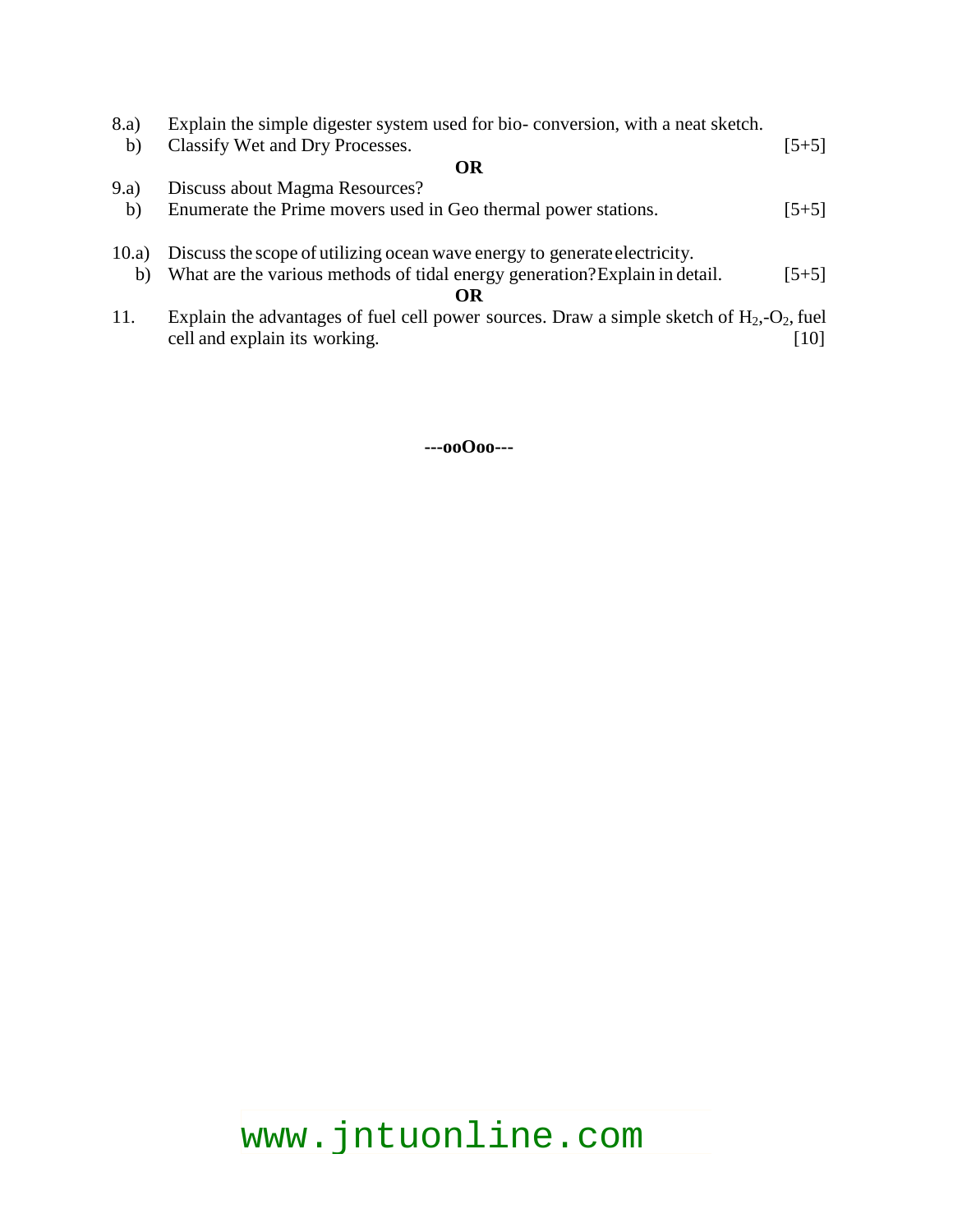8.a) Explain the simple digester system used for bio- conversion, with a neat sketch.
b) Classify Wet and Dry Processes. [5+5]

**OR**

9.a) Discuss about Magma Resources?
b) Enumerate the Prime movers used in Geo thermal power stations. [5+5]

10.a) Discuss the scope of utilizing ocean wave energy to generate electricity.
b) What are the various methods of tidal energy generation? Explain in detail. [5+5]

**OR**

11. Explain the advantages of fuel cell power sources. Draw a simple sketch of $H_2$,-$O_2$, fuel cell and explain its working. [10]

**---ooOoo---**